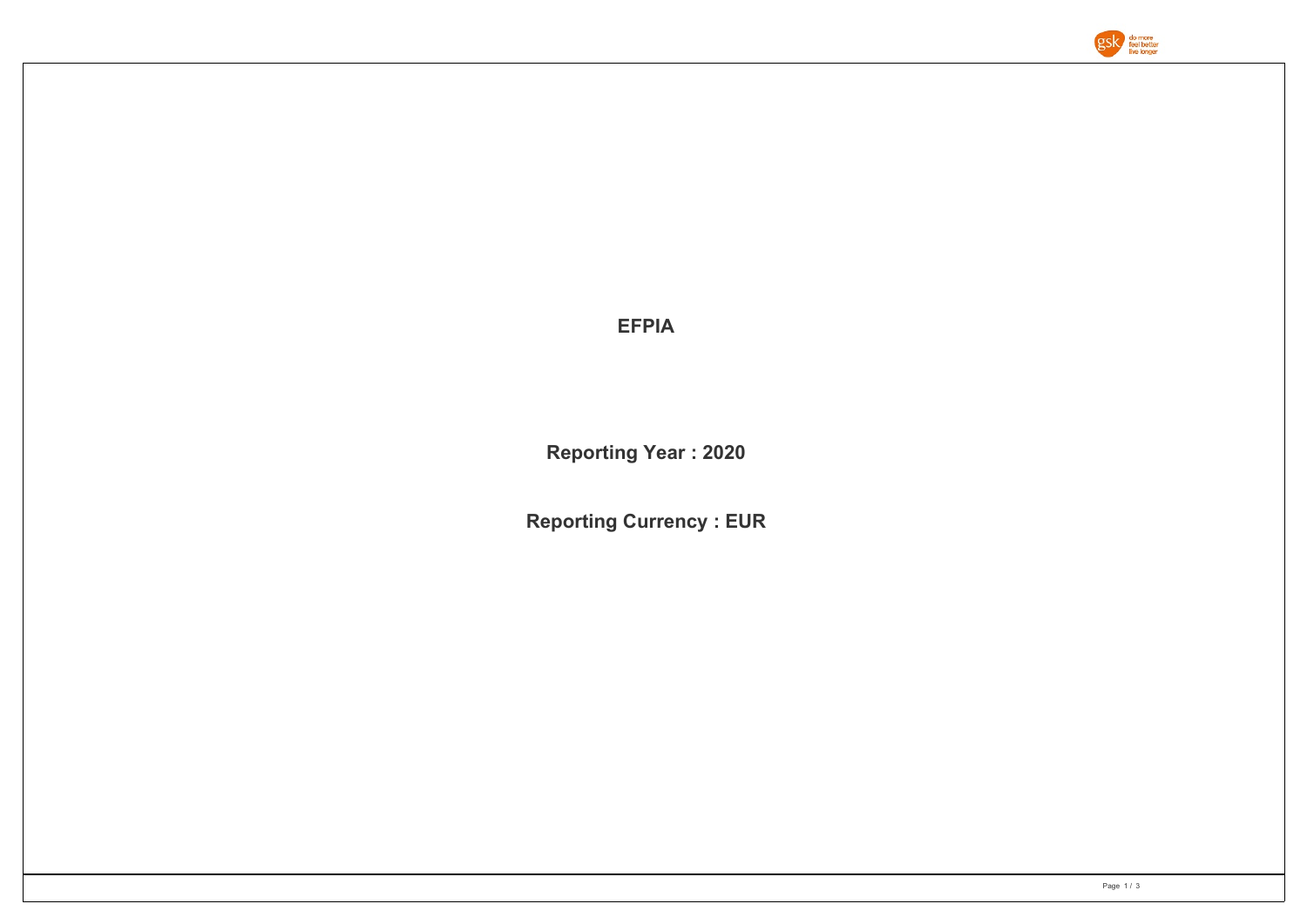# EFPIA

**Reporting Year : 2020**

**Reporting Currency : EUR**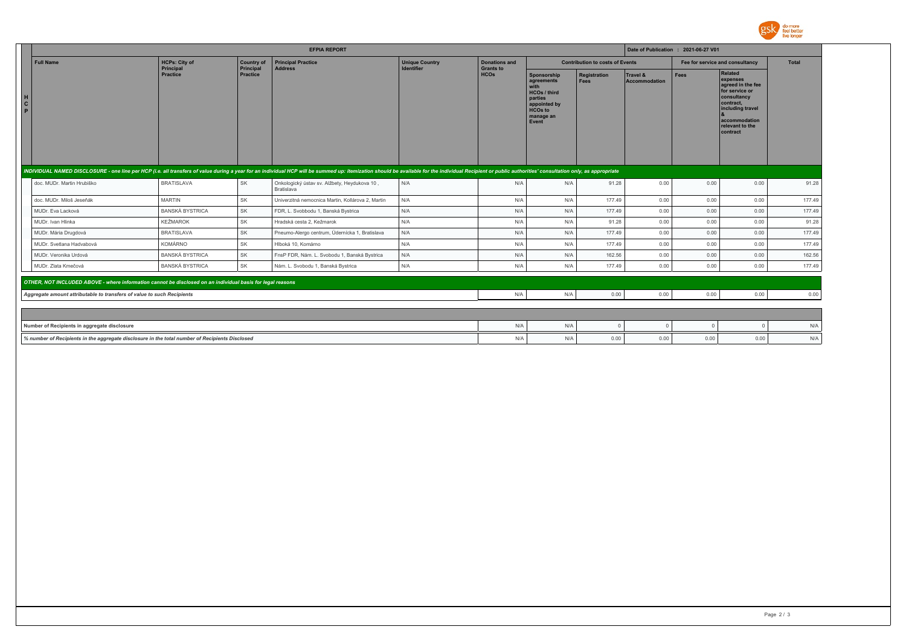| | EFPIA REPORT | | | | | | | | Date of Publication : 2021-06-27 V01 | | | |
|---|---|---|---|---|---|---|---|---|---|---|---|---|
| | Full Name | HCPs: City of Principal Practice | Country of Principal Practice | Principal Practice Address | Unique Country Identifier | Donations and Grants to HCOs | Contribution to costs of Events | | | Fee for service and consultancy | | Total |
| HCP | | | | | | | Sponsorship agreements with HCOs / third parties appointed by HCOs to manage an Event | Registration Fees | Travel & Accommodation | Fees | Related expenses agreed in the fee for service or consultancy contract, including travel & accommodation relevant to the contract | |
| *INDIVIDUAL NAMED DISCLOSURE - one line per HCP (i.e. all transfers of value during a year for an individual HCP will be summed up: itemization should be available for the individual Recipient or public authorities' consultation only, as appropriate* | | | | | | | | | | | | |
| | doc. MUDr. Martin Hruška | BRATISLAVA | SK | Onkologický ústav sv. Alžbety, Heydukova 10 , Bratislava | N/A | N/A | N/A | 91.28 | 0.00 | 0.00 | 0.00 | 91.28 |
| | doc. MUDr. Miloš Jeseňák | MARTIN | SK | Univerzitná nemocnica Martin, Kollárova 2, Martin | N/A | N/A | N/A | 177.49 | 0.00 | 0.00 | 0.00 | 177.49 |
| | MUDr. Eva Lacková | BANSKÁ BYSTRICA | SK | FDR, L. Svobbodu 1, Banská Bystrica | N/A | N/A | N/A | 177.49 | 0.00 | 0.00 | 0.00 | 177.49 |
| | MUDr. Ivan Hlinka | KEŽMAROK | SK | Hradská cesta 2, Kežmarok | N/A | N/A | N/A | 91.28 | 0.00 | 0.00 | 0.00 | 91.28 |
| | MUDr. Mária Drugdová | BRATISLAVA | SK | Pneumo-Alergo centrum, Údernícka 1, Bratislava | N/A | N/A | N/A | 177.49 | 0.00 | 0.00 | 0.00 | 177.49 |
| | MUDr. Svetlana Hadvabová | KOMÁRNO | SK | Hlboká 10, Komárno | N/A | N/A | N/A | 177.49 | 0.00 | 0.00 | 0.00 | 177.49 |
| | MUDr. Veronika Urdová | BANSKÁ BYSTRICA | SK | FnsP FDR, Nám. L. Svobodu 1, Banská Bystrica | N/A | N/A | N/A | 162.56 | 0.00 | 0.00 | 0.00 | 162.56 |
| | MUDr. Zlata Kmečová | BANSKÁ BYSTRICA | SK | Nám. L. Svobodu 1, Banská Bystrica | N/A | N/A | N/A | 177.49 | 0.00 | 0.00 | 0.00 | 177.49 |
| *OTHER, NOT INCLUDED ABOVE - where information cannot be disclosed on an individual basis for legal reasons* | | | | | | | | | | | | |
| *Aggregate amount attributable to transfers of value to such Recipients* | | | | | | N/A | N/A | 0.00 | 0.00 | 0.00 | 0.00 | 0.00 |
| Number of Recipients in aggregate disclosure | | | | | | N/A | N/A | 0 | 0 | 0 | 0 | N/A |
| *% number of Recipients in the aggregate disclosure in the total number of Recipients Disclosed* | | | | | | N/A | N/A | 0.00 | 0.00 | 0.00 | 0.00 | N/A |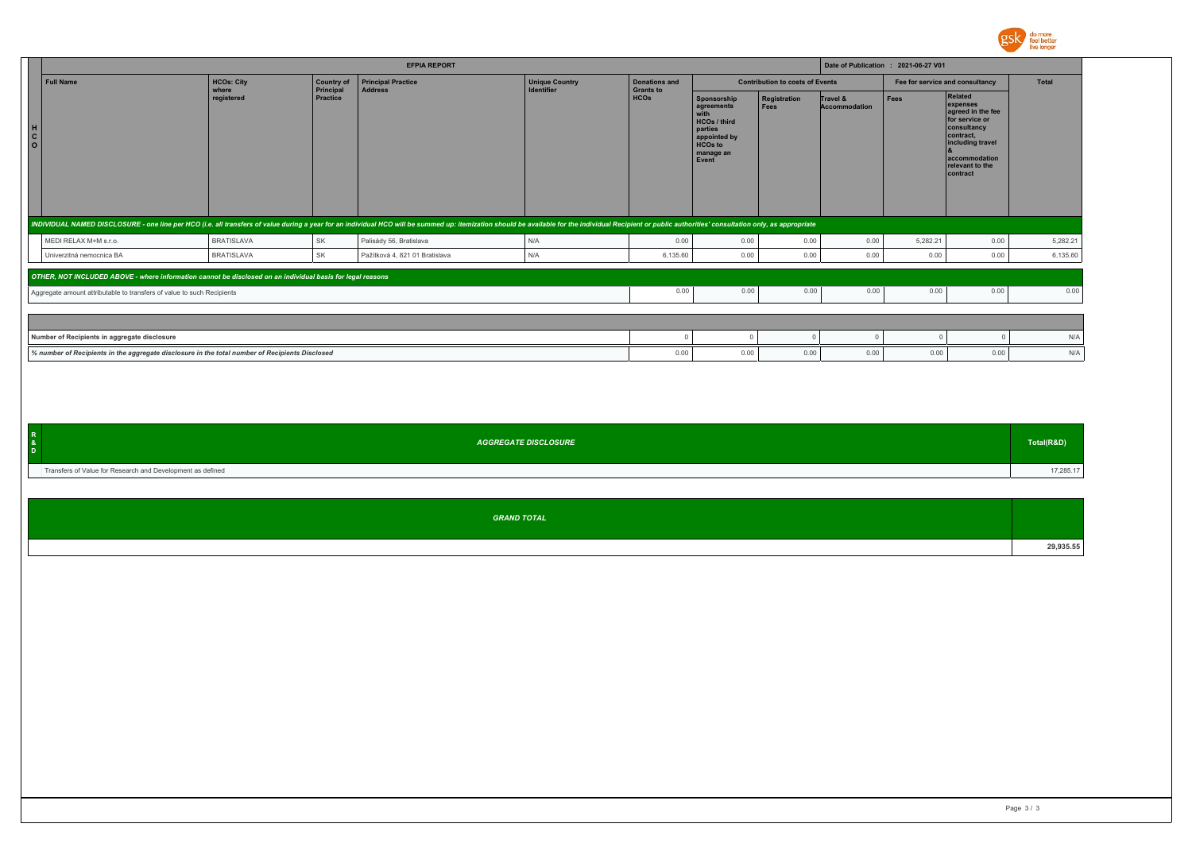| HCO | Full Name | HCOs: City where registered | Country of Principal Practice | Principal Practice Address | Unique Country Identifier | Donations and Grants to HCOs | Contribution to costs of Events | | | Fee for service and consultancy | | Total |
|---|---|---|---|---|---|---|---|---|---|---|---|---|
| | | | | | | | Sponsorship agreements with HCOs / third parties appointed by HCOs to manage an Event | Registration Fees | Travel & Accommodation | Fees | Related expenses agreed in the fee for service or consultancy contract, including travel & accommodation relevant to the contract | |
| *INDIVIDUAL NAMED DISCLOSURE - one line per HCO (i.e. all transfers of value during a year for an individual HCO will be summed up: itemization should be available for the individual Recipient or public authorities' consultation only, as appropriate* | | | | | | | | | | | | |
| | MEDI RELAX M+M s.r.o. | BRATISLAVA | SK | Palisády 56, Bratislava | N/A | 0.00 | 0.00 | 0.00 | 0.00 | 5,282.21 | 0.00 | 5,282.21 |
| | Univerzitná nemocnica BA | BRATISLAVA | SK | Pažítková 4, 821 01 Bratislava | N/A | 6,135.60 | 0.00 | 0.00 | 0.00 | 0.00 | 0.00 | 6,135.60 |
| *OTHER, NOT INCLUDED ABOVE - where information cannot be disclosed on an individual basis for legal reasons* | | | | | | | | | | | | |
| Aggregate amount attributable to transfers of value to such Recipients | | | | | | 0.00 | 0.00 | 0.00 | 0.00 | 0.00 | 0.00 | 0.00 |
| **Number of Recipients in aggregate disclosure** | | | | | | 0 | 0 | 0 | 0 | 0 | 0 | N/A |
| ***% number of Recipients in the aggregate disclosure in the total number of Recipients Disclosed*** | | | | | | 0.00 | 0.00 | 0.00 | 0.00 | 0.00 | 0.00 | N/A |

Date of Publication : 2021-06-27 V01

| R&D | *AGGREGATE DISCLOSURE* | Total(R&D) |
|---|---|---|
| | Transfers of Value for Research and Development as defined | 17,285.17 |

| *GRAND TOTAL* | |
|---|---|
| | **29,935.55** |